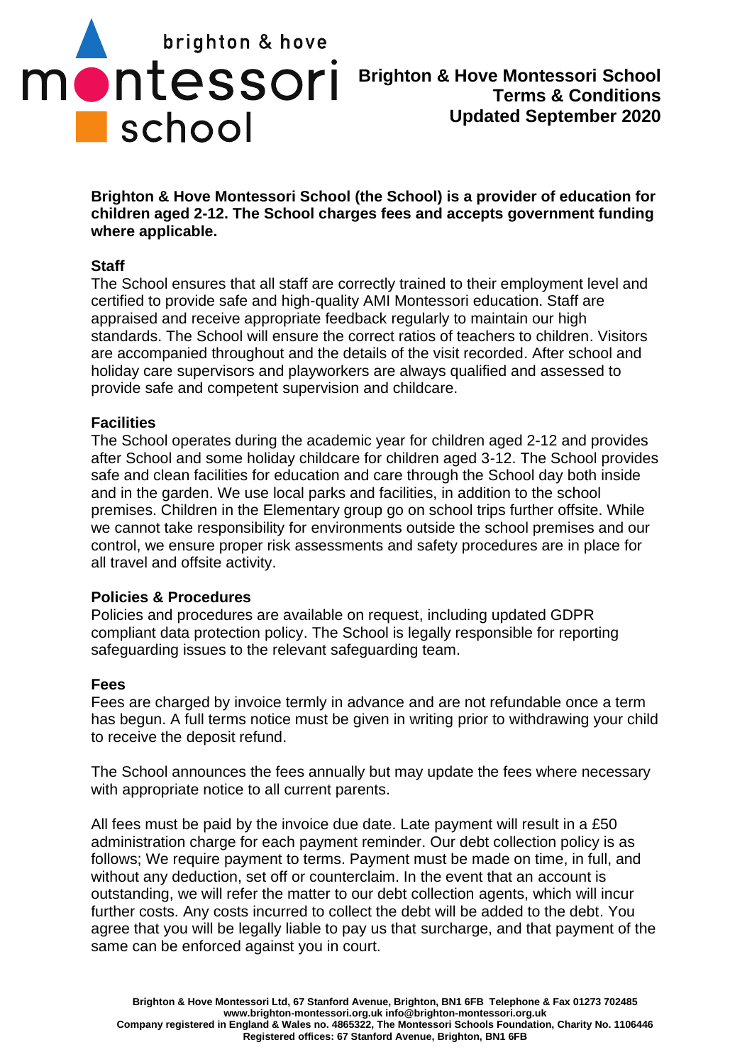# Brighton & Hove Montessori School Terms & Conditions Updated September 2020

**Brighton & Hove Montessori School (the School) is a provider of education for children aged 2-12. The School charges fees and accepts government funding where applicable.**

## Staff

The School ensures that all staff are correctly trained to their employment level and certified to provide safe and high-quality AMI Montessori education. Staff are appraised and receive appropriate feedback regularly to maintain our high standards. The School will ensure the correct ratios of teachers to children. Visitors are accompanied throughout and the details of the visit recorded. After school and holiday care supervisors and playworkers are always qualified and assessed to provide safe and competent supervision and childcare.

## Facilities

The School operates during the academic year for children aged 2-12 and provides after School and some holiday childcare for children aged 3-12. The School provides safe and clean facilities for education and care through the School day both inside and in the garden. We use local parks and facilities, in addition to the school premises. Children in the Elementary group go on school trips further offsite. While we cannot take responsibility for environments outside the school premises and our control, we ensure proper risk assessments and safety procedures are in place for all travel and offsite activity.

## Policies & Procedures

Policies and procedures are available on request, including updated GDPR compliant data protection policy. The School is legally responsible for reporting safeguarding issues to the relevant safeguarding team.

## Fees

Fees are charged by invoice termly in advance and are not refundable once a term has begun. A full terms notice must be given in writing prior to withdrawing your child to receive the deposit refund.

The School announces the fees annually but may update the fees where necessary with appropriate notice to all current parents.

All fees must be paid by the invoice due date. Late payment will result in a £50 administration charge for each payment reminder. Our debt collection policy is as follows; We require payment to terms. Payment must be made on time, in full, and without any deduction, set off or counterclaim. In the event that an account is outstanding, we will refer the matter to our debt collection agents, which will incur further costs. Any costs incurred to collect the debt will be added to the debt. You agree that you will be legally liable to pay us that surcharge, and that payment of the same can be enforced against you in court.

Brighton & Hove Montessori Ltd, 67 Stanford Avenue, Brighton, BN1 6FB Telephone & Fax 01273 702485
www.brighton-montessori.org.uk info@brighton-montessori.org.uk
Company registered in England & Wales no. 4865322, The Montessori Schools Foundation, Charity No. 1106446
Registered offices: 67 Stanford Avenue, Brighton, BN1 6FB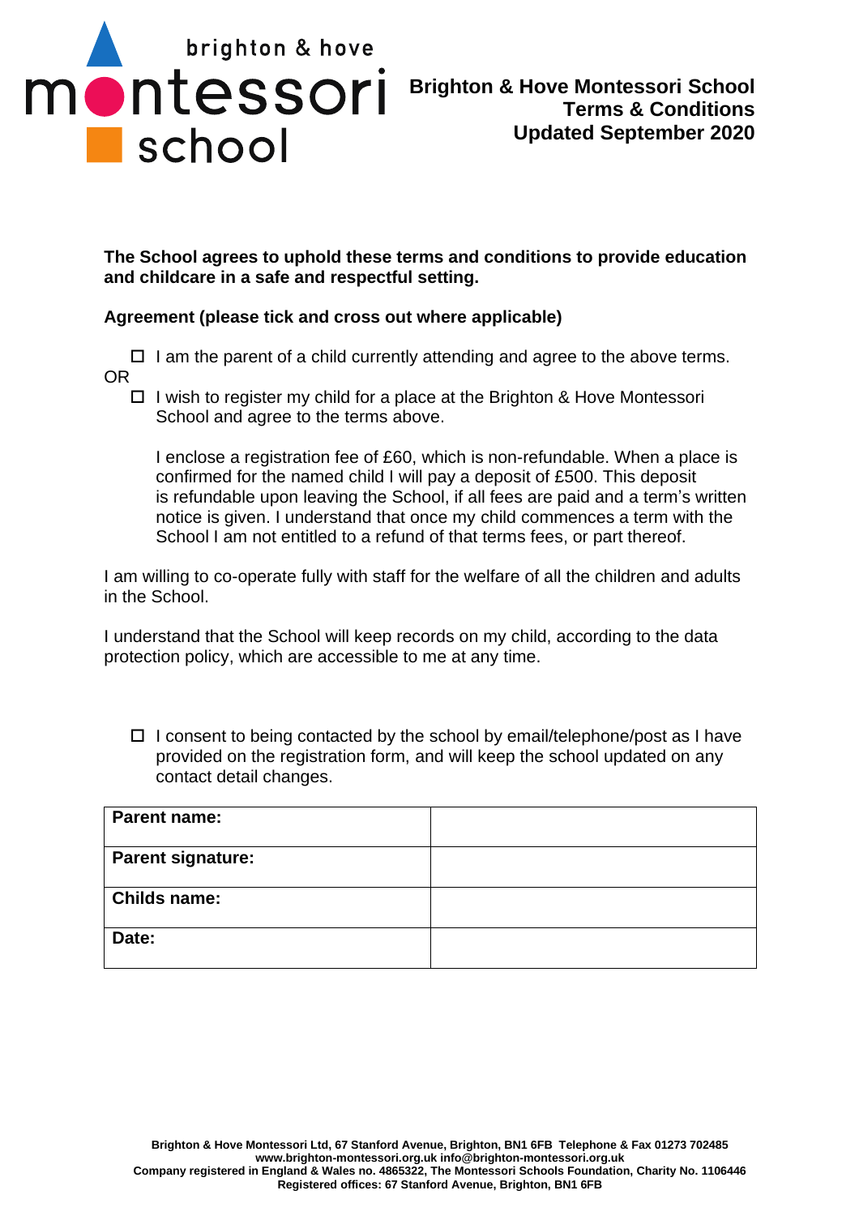brighton & hove montessori school

**Brighton & Hove Montessori School**
**Terms & Conditions**
**Updated September 2020**

**The School agrees to uphold these terms and conditions to provide education and childcare in a safe and respectful setting.**

**Agreement (please tick and cross out where applicable)**

- ☐ I am the parent of a child currently attending and agree to the above terms.

OR

- ☐ I wish to register my child for a place at the Brighton & Hove Montessori School and agree to the terms above.

  I enclose a registration fee of £60, which is non-refundable. When a place is confirmed for the named child I will pay a deposit of £500. This deposit is refundable upon leaving the School, if all fees are paid and a term's written notice is given. I understand that once my child commences a term with the School I am not entitled to a refund of that terms fees, or part thereof.

I am willing to co-operate fully with staff for the welfare of all the children and adults in the School.

I understand that the School will keep records on my child, according to the data protection policy, which are accessible to me at any time.

- ☐ I consent to being contacted by the school by email/telephone/post as I have provided on the registration form, and will keep the school updated on any contact detail changes.

| | |
|---|---|
| **Parent name:** | |
| **Parent signature:** | |
| **Childs name:** | |
| **Date:** | |

**Brighton & Hove Montessori Ltd, 67 Stanford Avenue, Brighton, BN1 6FB Telephone & Fax 01273 702485**
**www.brighton-montessori.org.uk info@brighton-montessori.org.uk**
**Company registered in England & Wales no. 4865322, The Montessori Schools Foundation, Charity No. 1106446**
**Registered offices: 67 Stanford Avenue, Brighton, BN1 6FB**